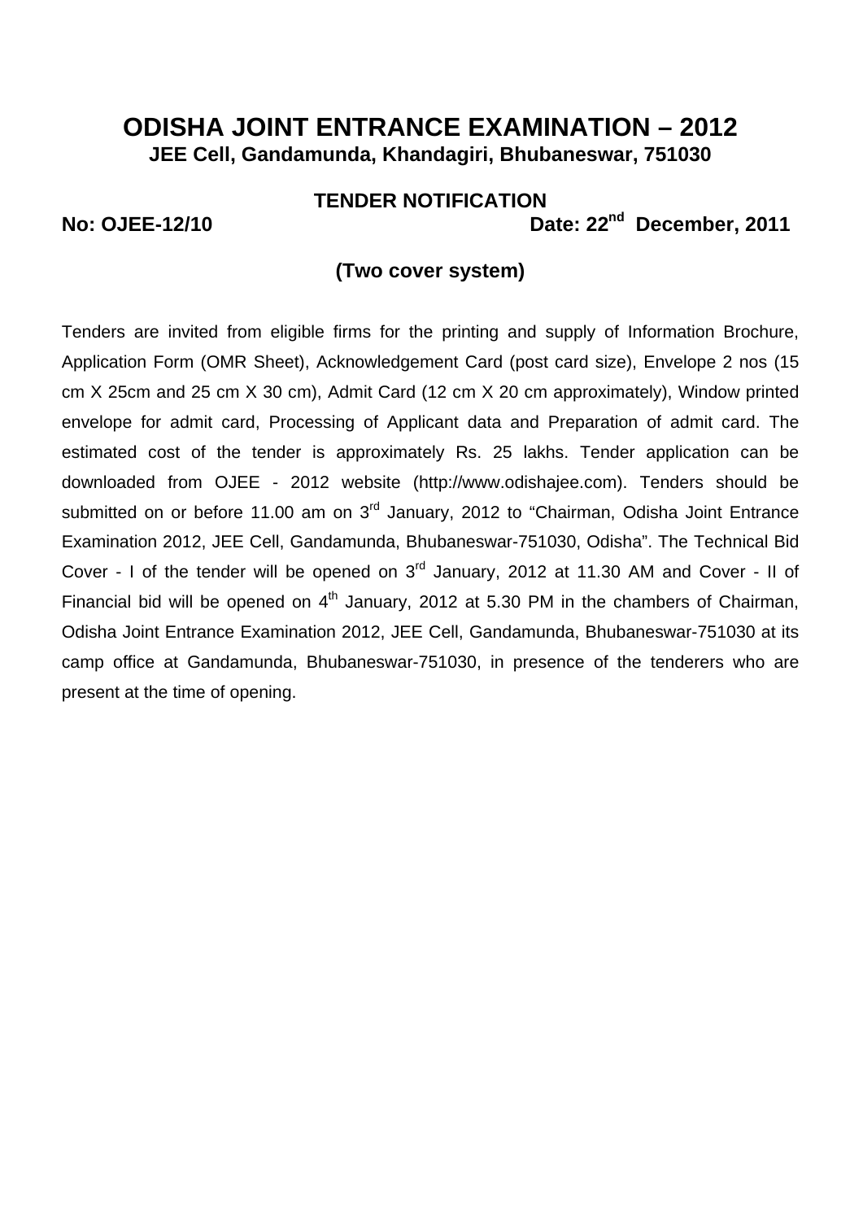# ODISHA JOINT ENTRANCE EXAMINATION – 2012

**JEE Cell, Gandamunda, Khandagiri, Bhubaneswar, 751030**

## TENDER NOTIFICATION

**No: OJEE-12/10** **Date: 22nd December, 2011**

**(Two cover system)**

Tenders are invited from eligible firms for the printing and supply of Information Brochure, Application Form (OMR Sheet), Acknowledgement Card (post card size), Envelope 2 nos (15 cm X 25cm and 25 cm X 30 cm), Admit Card (12 cm X 20 cm approximately), Window printed envelope for admit card, Processing of Applicant data and Preparation of admit card. The estimated cost of the tender is approximately Rs. 25 lakhs. Tender application can be downloaded from OJEE - 2012 website (http://www.odishajee.com). Tenders should be submitted on or before 11.00 am on 3rd January, 2012 to "Chairman, Odisha Joint Entrance Examination 2012, JEE Cell, Gandamunda, Bhubaneswar-751030, Odisha". The Technical Bid Cover - I of the tender will be opened on 3rd January, 2012 at 11.30 AM and Cover - II of Financial bid will be opened on 4th January, 2012 at 5.30 PM in the chambers of Chairman, Odisha Joint Entrance Examination 2012, JEE Cell, Gandamunda, Bhubaneswar-751030 at its camp office at Gandamunda, Bhubaneswar-751030, in presence of the tenderers who are present at the time of opening.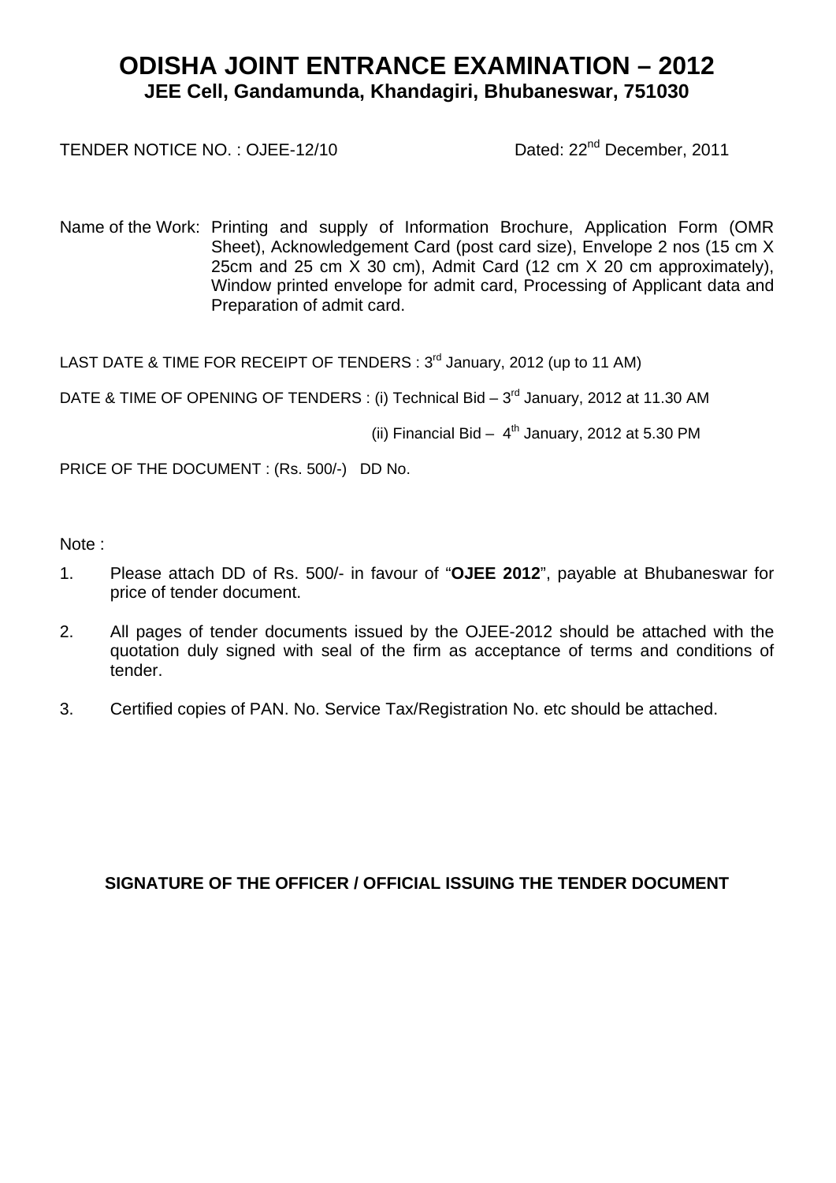# ODISHA JOINT ENTRANCE EXAMINATION – 2012

## JEE Cell, Gandamunda, Khandagiri, Bhubaneswar, 751030

TENDER NOTICE NO. : OJEE-12/10 Dated: 22nd December, 2011

Name of the Work: Printing and supply of Information Brochure, Application Form (OMR Sheet), Acknowledgement Card (post card size), Envelope 2 nos (15 cm X 25cm and 25 cm X 30 cm), Admit Card (12 cm X 20 cm approximately), Window printed envelope for admit card, Processing of Applicant data and Preparation of admit card.

LAST DATE & TIME FOR RECEIPT OF TENDERS : 3rd January, 2012 (up to 11 AM)

DATE & TIME OF OPENING OF TENDERS : (i) Technical Bid – 3rd January, 2012 at 11.30 AM

(ii) Financial Bid – 4th January, 2012 at 5.30 PM

PRICE OF THE DOCUMENT : (Rs. 500/-) DD No.

Note :

1. Please attach DD of Rs. 500/- in favour of "**OJEE 2012**", payable at Bhubaneswar for price of tender document.
2. All pages of tender documents issued by the OJEE-2012 should be attached with the quotation duly signed with seal of the firm as acceptance of terms and conditions of tender.
3. Certified copies of PAN. No. Service Tax/Registration No. etc should be attached.

**SIGNATURE OF THE OFFICER / OFFICIAL ISSUING THE TENDER DOCUMENT**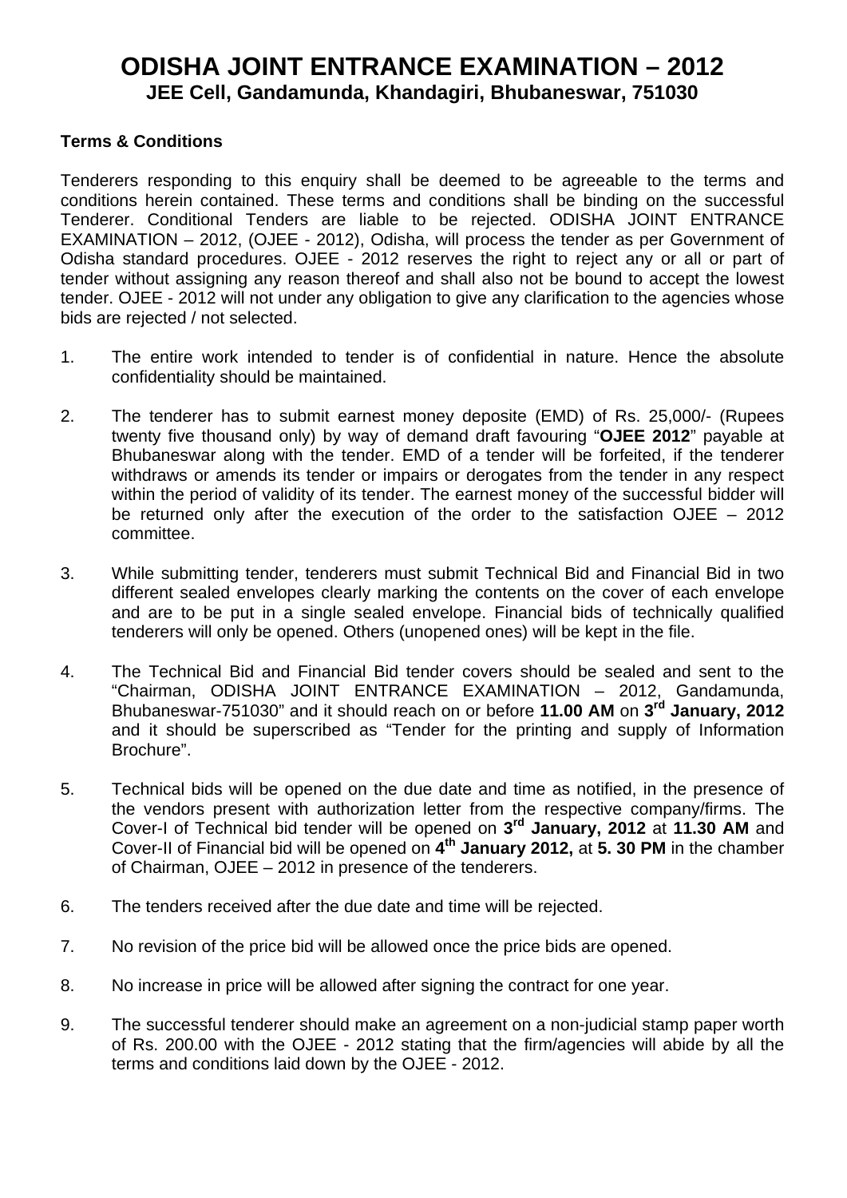# ODISHA JOINT ENTRANCE EXAMINATION – 2012

## JEE Cell, Gandamunda, Khandagiri, Bhubaneswar, 751030

**Terms & Conditions**

Tenderers responding to this enquiry shall be deemed to be agreeable to the terms and conditions herein contained. These terms and conditions shall be binding on the successful Tenderer. Conditional Tenders are liable to be rejected. ODISHA JOINT ENTRANCE EXAMINATION – 2012, (OJEE - 2012), Odisha, will process the tender as per Government of Odisha standard procedures. OJEE - 2012 reserves the right to reject any or all or part of tender without assigning any reason thereof and shall also not be bound to accept the lowest tender. OJEE - 2012 will not under any obligation to give any clarification to the agencies whose bids are rejected / not selected.

1. The entire work intended to tender is of confidential in nature. Hence the absolute confidentiality should be maintained.

2. The tenderer has to submit earnest money deposite (EMD) of Rs. 25,000/- (Rupees twenty five thousand only) by way of demand draft favouring "**OJEE 2012**" payable at Bhubaneswar along with the tender. EMD of a tender will be forfeited, if the tenderer withdraws or amends its tender or impairs or derogates from the tender in any respect within the period of validity of its tender. The earnest money of the successful bidder will be returned only after the execution of the order to the satisfaction OJEE – 2012 committee.

3. While submitting tender, tenderers must submit Technical Bid and Financial Bid in two different sealed envelopes clearly marking the contents on the cover of each envelope and are to be put in a single sealed envelope. Financial bids of technically qualified tenderers will only be opened. Others (unopened ones) will be kept in the file.

4. The Technical Bid and Financial Bid tender covers should be sealed and sent to the "Chairman, ODISHA JOINT ENTRANCE EXAMINATION – 2012, Gandamunda, Bhubaneswar-751030" and it should reach on or before **11.00 AM** on **3rd January, 2012** and it should be superscribed as "Tender for the printing and supply of Information Brochure".

5. Technical bids will be opened on the due date and time as notified, in the presence of the vendors present with authorization letter from the respective company/firms. The Cover-I of Technical bid tender will be opened on **3rd January, 2012** at **11.30 AM** and Cover-II of Financial bid will be opened on **4th January 2012,** at **5. 30 PM** in the chamber of Chairman, OJEE – 2012 in presence of the tenderers.

6. The tenders received after the due date and time will be rejected.

7. No revision of the price bid will be allowed once the price bids are opened.

8. No increase in price will be allowed after signing the contract for one year.

9. The successful tenderer should make an agreement on a non-judicial stamp paper worth of Rs. 200.00 with the OJEE - 2012 stating that the firm/agencies will abide by all the terms and conditions laid down by the OJEE - 2012.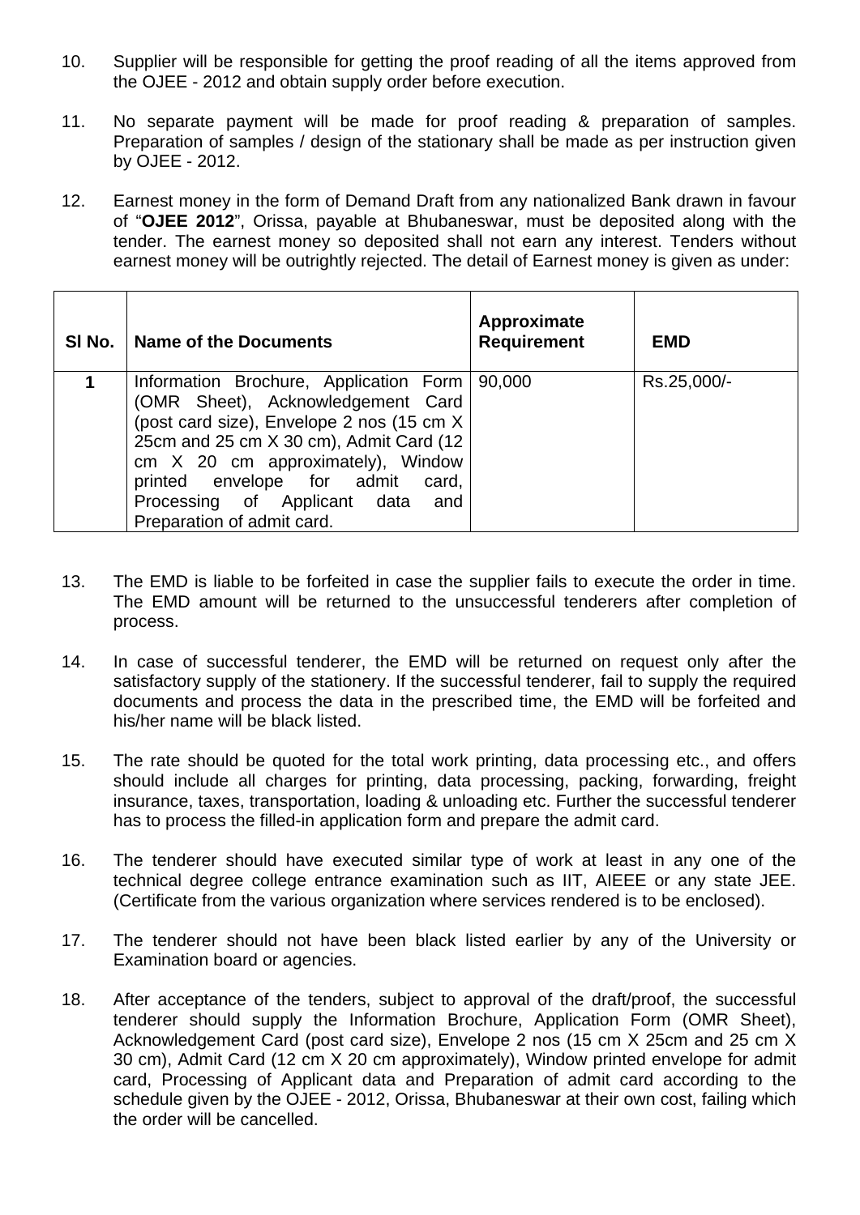10. Supplier will be responsible for getting the proof reading of all the items approved from the OJEE - 2012 and obtain supply order before execution.

11. No separate payment will be made for proof reading & preparation of samples. Preparation of samples / design of the stationary shall be made as per instruction given by OJEE - 2012.

12. Earnest money in the form of Demand Draft from any nationalized Bank drawn in favour of "**OJEE 2012**", Orissa, payable at Bhubaneswar, must be deposited along with the tender. The earnest money so deposited shall not earn any interest. Tenders without earnest money will be outrightly rejected. The detail of Earnest money is given as under:

| Sl No. | Name of the Documents | Approximate Requirement | EMD |
|---|---|---|---|
| **1** | Information Brochure, Application Form (OMR Sheet), Acknowledgement Card (post card size), Envelope 2 nos (15 cm X 25cm and 25 cm X 30 cm), Admit Card (12 cm X 20 cm approximately), Window printed envelope for admit card, Processing of Applicant data and Preparation of admit card. | 90,000 | Rs.25,000/- |

13. The EMD is liable to be forfeited in case the supplier fails to execute the order in time. The EMD amount will be returned to the unsuccessful tenderers after completion of process.

14. In case of successful tenderer, the EMD will be returned on request only after the satisfactory supply of the stationery. If the successful tenderer, fail to supply the required documents and process the data in the prescribed time, the EMD will be forfeited and his/her name will be black listed.

15. The rate should be quoted for the total work printing, data processing etc., and offers should include all charges for printing, data processing, packing, forwarding, freight insurance, taxes, transportation, loading & unloading etc. Further the successful tenderer has to process the filled-in application form and prepare the admit card.

16. The tenderer should have executed similar type of work at least in any one of the technical degree college entrance examination such as IIT, AIEEE or any state JEE. (Certificate from the various organization where services rendered is to be enclosed).

17. The tenderer should not have been black listed earlier by any of the University or Examination board or agencies.

18. After acceptance of the tenders, subject to approval of the draft/proof, the successful tenderer should supply the Information Brochure, Application Form (OMR Sheet), Acknowledgement Card (post card size), Envelope 2 nos (15 cm X 25cm and 25 cm X 30 cm), Admit Card (12 cm X 20 cm approximately), Window printed envelope for admit card, Processing of Applicant data and Preparation of admit card according to the schedule given by the OJEE - 2012, Orissa, Bhubaneswar at their own cost, failing which the order will be cancelled.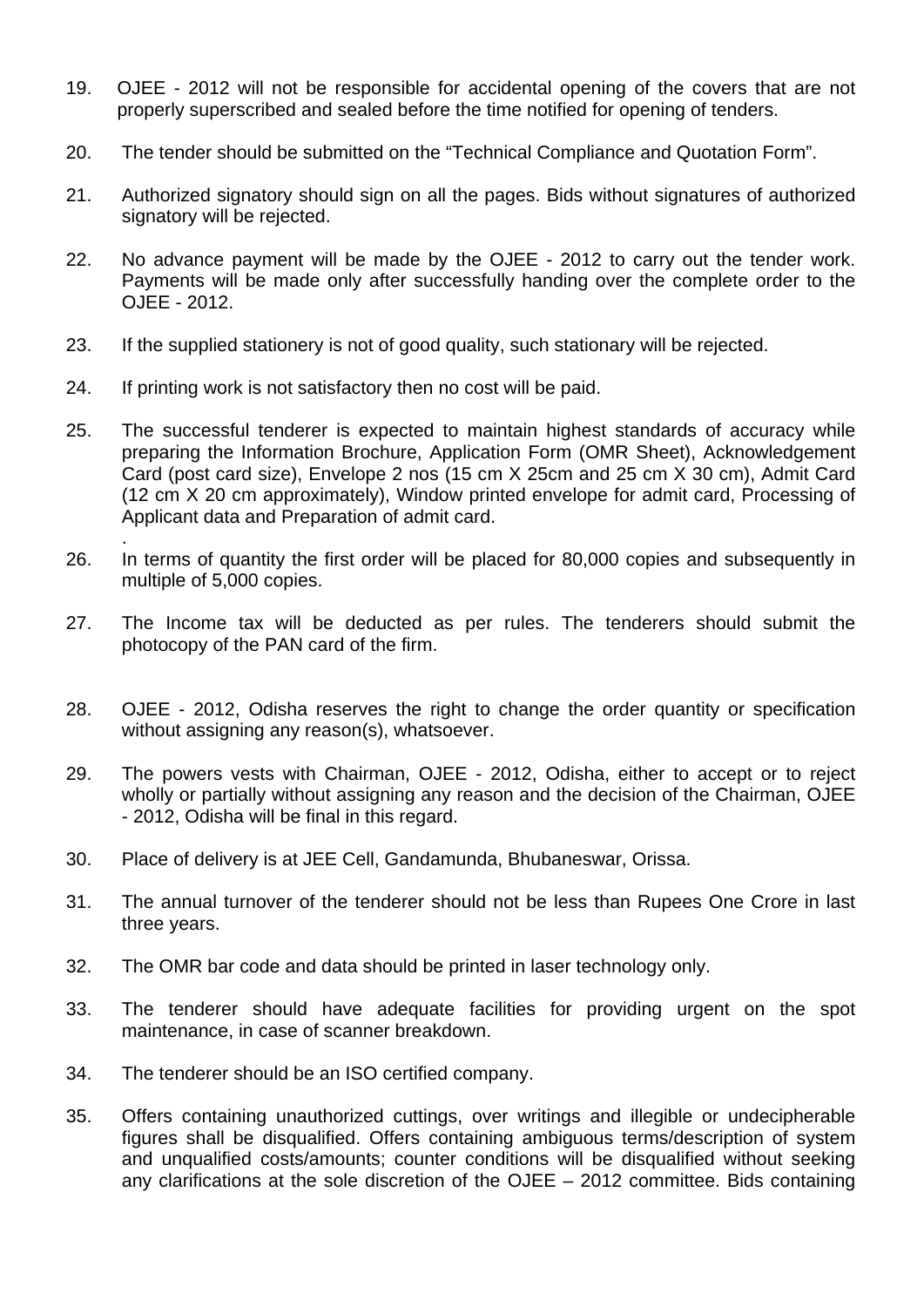19. OJEE - 2012 will not be responsible for accidental opening of the covers that are not properly superscribed and sealed before the time notified for opening of tenders.

20. The tender should be submitted on the "Technical Compliance and Quotation Form".

21. Authorized signatory should sign on all the pages. Bids without signatures of authorized signatory will be rejected.

22. No advance payment will be made by the OJEE - 2012 to carry out the tender work. Payments will be made only after successfully handing over the complete order to the OJEE - 2012.

23. If the supplied stationery is not of good quality, such stationary will be rejected.

24. If printing work is not satisfactory then no cost will be paid.

25. The successful tenderer is expected to maintain highest standards of accuracy while preparing the Information Brochure, Application Form (OMR Sheet), Acknowledgement Card (post card size), Envelope 2 nos (15 cm X 25cm and 25 cm X 30 cm), Admit Card (12 cm X 20 cm approximately), Window printed envelope for admit card, Processing of Applicant data and Preparation of admit card.
.

26. In terms of quantity the first order will be placed for 80,000 copies and subsequently in multiple of 5,000 copies.

27. The Income tax will be deducted as per rules. The tenderers should submit the photocopy of the PAN card of the firm.

28. OJEE - 2012, Odisha reserves the right to change the order quantity or specification without assigning any reason(s), whatsoever.

29. The powers vests with Chairman, OJEE - 2012, Odisha, either to accept or to reject wholly or partially without assigning any reason and the decision of the Chairman, OJEE - 2012, Odisha will be final in this regard.

30. Place of delivery is at JEE Cell, Gandamunda, Bhubaneswar, Orissa.

31. The annual turnover of the tenderer should not be less than Rupees One Crore in last three years.

32. The OMR bar code and data should be printed in laser technology only.

33. The tenderer should have adequate facilities for providing urgent on the spot maintenance, in case of scanner breakdown.

34. The tenderer should be an ISO certified company.

35. Offers containing unauthorized cuttings, over writings and illegible or undecipherable figures shall be disqualified. Offers containing ambiguous terms/description of system and unqualified costs/amounts; counter conditions will be disqualified without seeking any clarifications at the sole discretion of the OJEE – 2012 committee. Bids containing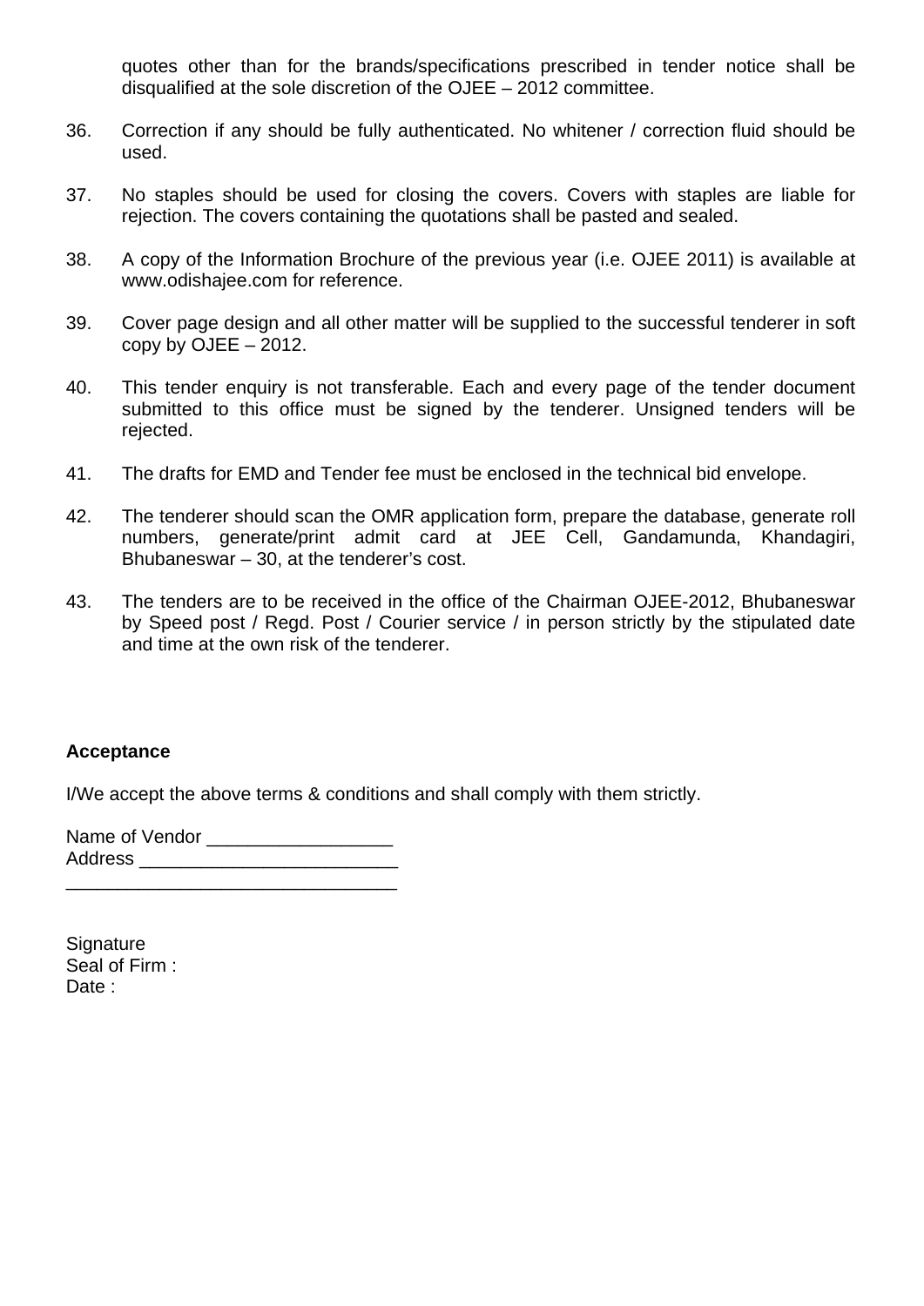quotes other than for the brands/specifications prescribed in tender notice shall be disqualified at the sole discretion of the OJEE – 2012 committee.

36. Correction if any should be fully authenticated. No whitener / correction fluid should be used.

37. No staples should be used for closing the covers. Covers with staples are liable for rejection. The covers containing the quotations shall be pasted and sealed.

38. A copy of the Information Brochure of the previous year (i.e. OJEE 2011) is available at www.odishajee.com for reference.

39. Cover page design and all other matter will be supplied to the successful tenderer in soft copy by OJEE – 2012.

40. This tender enquiry is not transferable. Each and every page of the tender document submitted to this office must be signed by the tenderer. Unsigned tenders will be rejected.

41. The drafts for EMD and Tender fee must be enclosed in the technical bid envelope.

42. The tenderer should scan the OMR application form, prepare the database, generate roll numbers, generate/print admit card at JEE Cell, Gandamunda, Khandagiri, Bhubaneswar – 30, at the tenderer's cost.

43. The tenders are to be received in the office of the Chairman OJEE-2012, Bhubaneswar by Speed post / Regd. Post / Courier service / in person strictly by the stipulated date and time at the own risk of the tenderer.

**Acceptance**

I/We accept the above terms & conditions and shall comply with them strictly.

Name of Vendor __________________
Address _________________________
________________________________

Signature
Seal of Firm :
Date :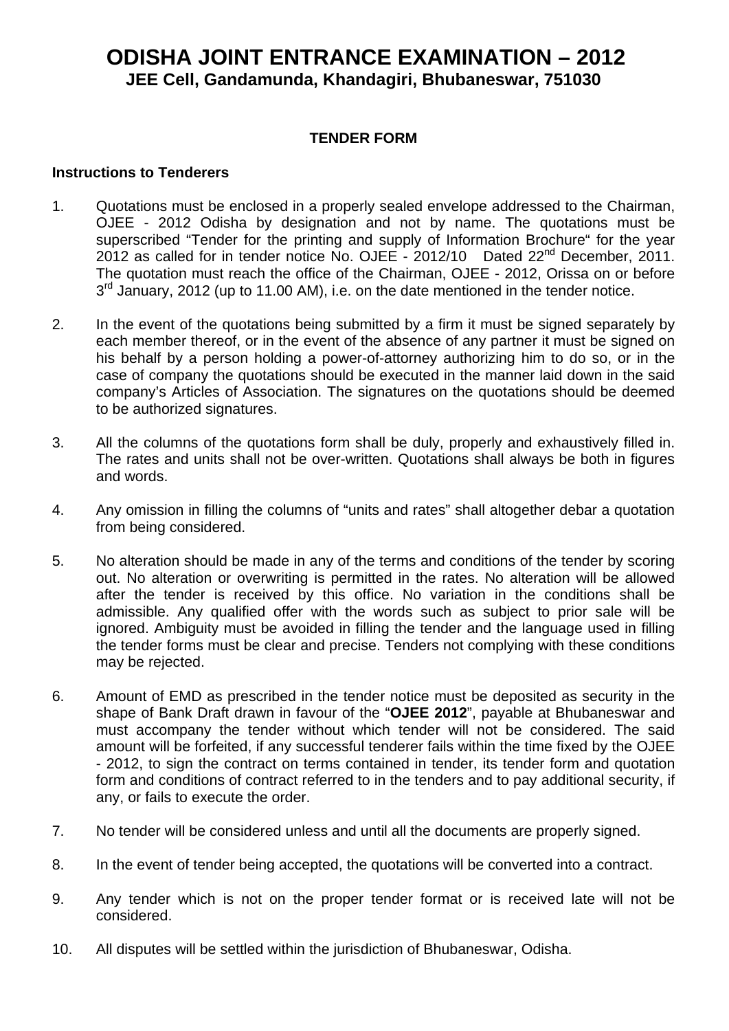# ODISHA JOINT ENTRANCE EXAMINATION – 2012

**JEE Cell, Gandamunda, Khandagiri, Bhubaneswar, 751030**

**TENDER FORM**

**Instructions to Tenderers**

1. Quotations must be enclosed in a properly sealed envelope addressed to the Chairman, OJEE - 2012 Odisha by designation and not by name. The quotations must be superscribed "Tender for the printing and supply of Information Brochure" for the year 2012 as called for in tender notice No. OJEE - 2012/10 Dated 22nd December, 2011. The quotation must reach the office of the Chairman, OJEE - 2012, Orissa on or before 3rd January, 2012 (up to 11.00 AM), i.e. on the date mentioned in the tender notice.

2. In the event of the quotations being submitted by a firm it must be signed separately by each member thereof, or in the event of the absence of any partner it must be signed on his behalf by a person holding a power-of-attorney authorizing him to do so, or in the case of company the quotations should be executed in the manner laid down in the said company's Articles of Association. The signatures on the quotations should be deemed to be authorized signatures.

3. All the columns of the quotations form shall be duly, properly and exhaustively filled in. The rates and units shall not be over-written. Quotations shall always be both in figures and words.

4. Any omission in filling the columns of "units and rates" shall altogether debar a quotation from being considered.

5. No alteration should be made in any of the terms and conditions of the tender by scoring out. No alteration or overwriting is permitted in the rates. No alteration will be allowed after the tender is received by this office. No variation in the conditions shall be admissible. Any qualified offer with the words such as subject to prior sale will be ignored. Ambiguity must be avoided in filling the tender and the language used in filling the tender forms must be clear and precise. Tenders not complying with these conditions may be rejected.

6. Amount of EMD as prescribed in the tender notice must be deposited as security in the shape of Bank Draft drawn in favour of the "**OJEE 2012**", payable at Bhubaneswar and must accompany the tender without which tender will not be considered. The said amount will be forfeited, if any successful tenderer fails within the time fixed by the OJEE - 2012, to sign the contract on terms contained in tender, its tender form and quotation form and conditions of contract referred to in the tenders and to pay additional security, if any, or fails to execute the order.

7. No tender will be considered unless and until all the documents are properly signed.

8. In the event of tender being accepted, the quotations will be converted into a contract.

9. Any tender which is not on the proper tender format or is received late will not be considered.

10. All disputes will be settled within the jurisdiction of Bhubaneswar, Odisha.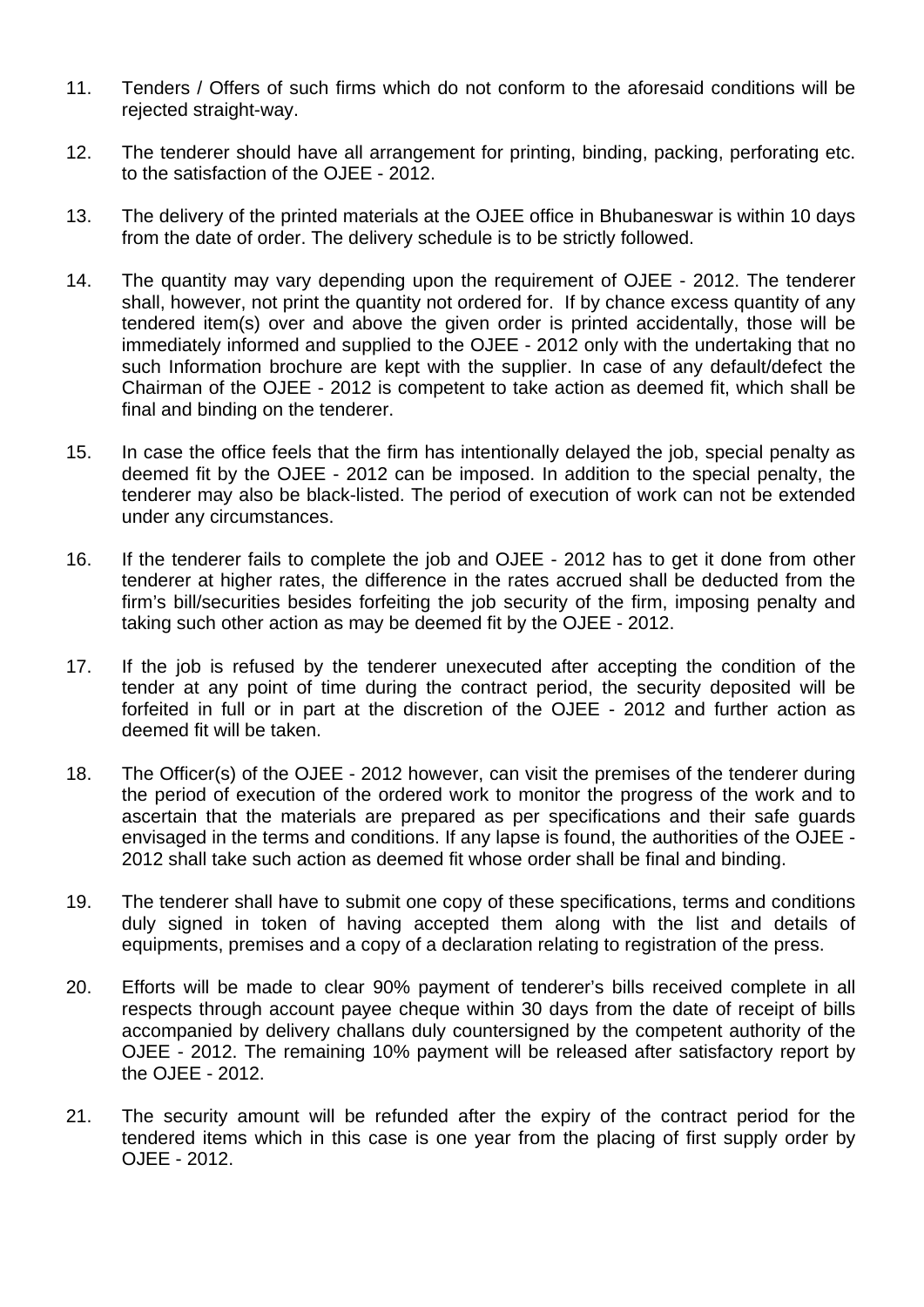11. Tenders / Offers of such firms which do not conform to the aforesaid conditions will be rejected straight-way.

12. The tenderer should have all arrangement for printing, binding, packing, perforating etc. to the satisfaction of the OJEE - 2012.

13. The delivery of the printed materials at the OJEE office in Bhubaneswar is within 10 days from the date of order. The delivery schedule is to be strictly followed.

14. The quantity may vary depending upon the requirement of OJEE - 2012. The tenderer shall, however, not print the quantity not ordered for. If by chance excess quantity of any tendered item(s) over and above the given order is printed accidentally, those will be immediately informed and supplied to the OJEE - 2012 only with the undertaking that no such Information brochure are kept with the supplier. In case of any default/defect the Chairman of the OJEE - 2012 is competent to take action as deemed fit, which shall be final and binding on the tenderer.

15. In case the office feels that the firm has intentionally delayed the job, special penalty as deemed fit by the OJEE - 2012 can be imposed. In addition to the special penalty, the tenderer may also be black-listed. The period of execution of work can not be extended under any circumstances.

16. If the tenderer fails to complete the job and OJEE - 2012 has to get it done from other tenderer at higher rates, the difference in the rates accrued shall be deducted from the firm's bill/securities besides forfeiting the job security of the firm, imposing penalty and taking such other action as may be deemed fit by the OJEE - 2012.

17. If the job is refused by the tenderer unexecuted after accepting the condition of the tender at any point of time during the contract period, the security deposited will be forfeited in full or in part at the discretion of the OJEE - 2012 and further action as deemed fit will be taken.

18. The Officer(s) of the OJEE - 2012 however, can visit the premises of the tenderer during the period of execution of the ordered work to monitor the progress of the work and to ascertain that the materials are prepared as per specifications and their safe guards envisaged in the terms and conditions. If any lapse is found, the authorities of the OJEE - 2012 shall take such action as deemed fit whose order shall be final and binding.

19. The tenderer shall have to submit one copy of these specifications, terms and conditions duly signed in token of having accepted them along with the list and details of equipments, premises and a copy of a declaration relating to registration of the press.

20. Efforts will be made to clear 90% payment of tenderer's bills received complete in all respects through account payee cheque within 30 days from the date of receipt of bills accompanied by delivery challans duly countersigned by the competent authority of the OJEE - 2012. The remaining 10% payment will be released after satisfactory report by the OJEE - 2012.

21. The security amount will be refunded after the expiry of the contract period for the tendered items which in this case is one year from the placing of first supply order by OJEE - 2012.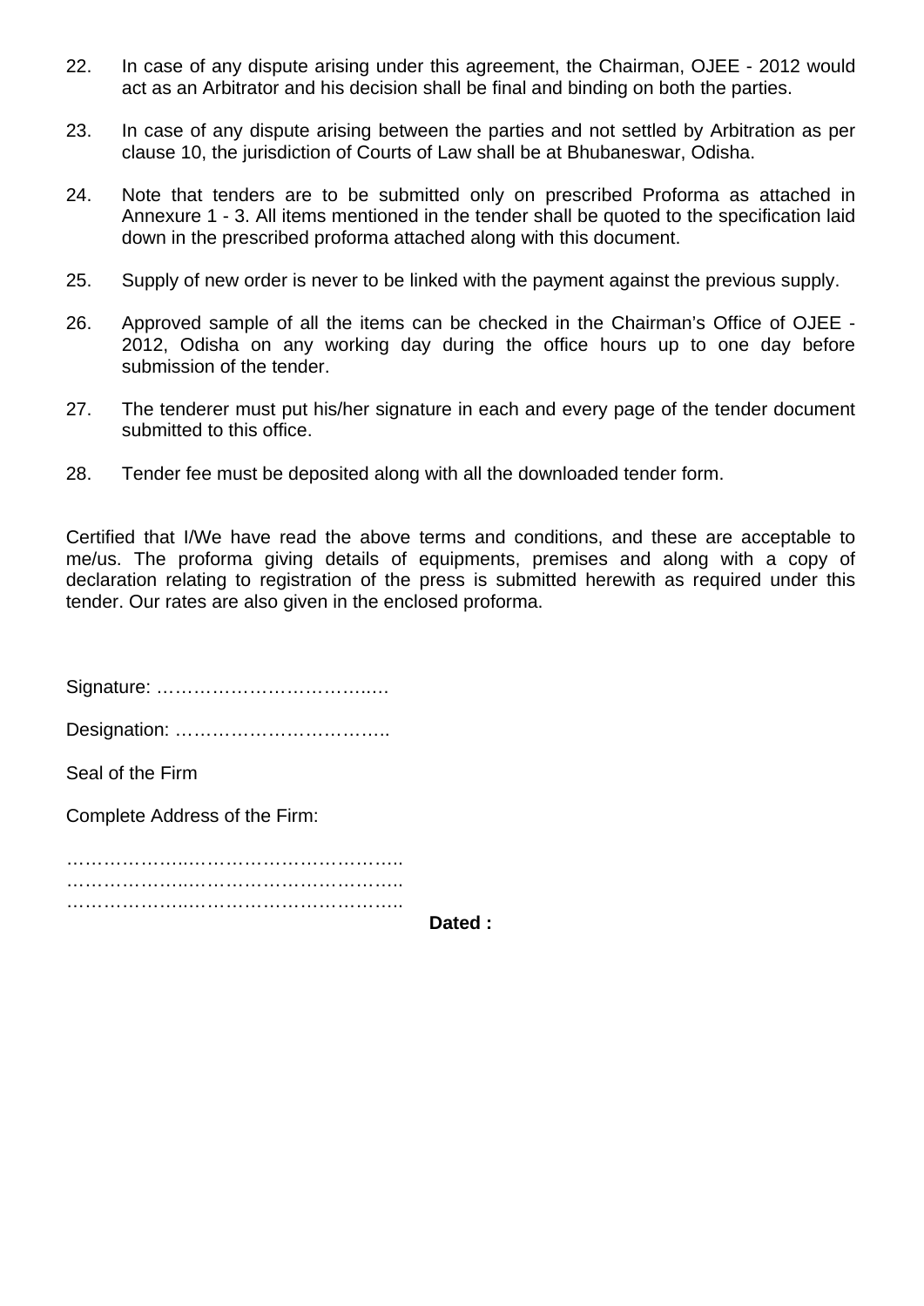22. In case of any dispute arising under this agreement, the Chairman, OJEE - 2012 would act as an Arbitrator and his decision shall be final and binding on both the parties.

23. In case of any dispute arising between the parties and not settled by Arbitration as per clause 10, the jurisdiction of Courts of Law shall be at Bhubaneswar, Odisha.

24. Note that tenders are to be submitted only on prescribed Proforma as attached in Annexure 1 - 3. All items mentioned in the tender shall be quoted to the specification laid down in the prescribed proforma attached along with this document.

25. Supply of new order is never to be linked with the payment against the previous supply.

26. Approved sample of all the items can be checked in the Chairman's Office of OJEE - 2012, Odisha on any working day during the office hours up to one day before submission of the tender.

27. The tenderer must put his/her signature in each and every page of the tender document submitted to this office.

28. Tender fee must be deposited along with all the downloaded tender form.

Certified that I/We have read the above terms and conditions, and these are acceptable to me/us. The proforma giving details of equipments, premises and along with a copy of declaration relating to registration of the press is submitted herewith as required under this tender. Our rates are also given in the enclosed proforma.

Signature: ……………………………..…

Designation: ……………………………..

Seal of the Firm

Complete Address of the Firm:

………………..……………………………..
………………..……………………………..
………………..……………………………..

**Dated :**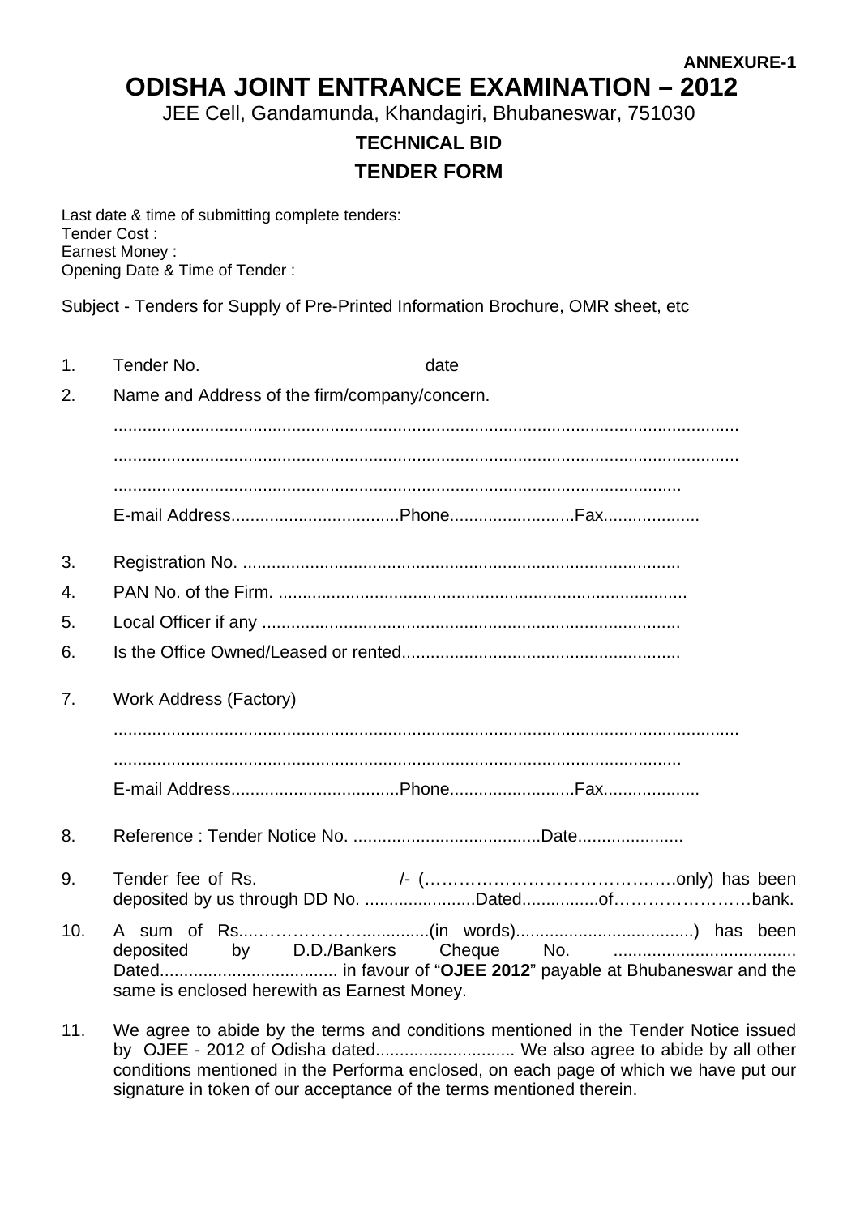**ANNEXURE-1**

# ODISHA JOINT ENTRANCE EXAMINATION – 2012

JEE Cell, Gandamunda, Khandagiri, Bhubaneswar, 751030

## TECHNICAL BID

## TENDER FORM

Last date & time of submitting complete tenders:
Tender Cost :
Earnest Money :
Opening Date & Time of Tender :

Subject - Tenders for Supply of Pre-Printed Information Brochure, OMR sheet, etc

1. Tender No. date
2. Name and Address of the firm/company/concern.

   .................................................................................................................................

   .................................................................................................................................

   .....................................................................................................................

   E-mail Address...................................Phone..........................Fax....................
3. Registration No. ..........................................................................................
4. PAN No. of the Firm. .....................................................................................
5. Local Officer if any ......................................................................................
6. Is the Office Owned/Leased or rented.........................................................
7. Work Address (Factory)

   .................................................................................................................................

   .....................................................................................................................

   E-mail Address...................................Phone..........................Fax....................
8. Reference : Tender Notice No. .......................................Date......................
9. Tender fee of Rs. /- (…………………………………….only) has been deposited by us through DD No. .......................Dated................of……………………bank.
10. A sum of Rs...……………….............(in words).....................................) has been deposited by D.D./Bankers Cheque No. ...................................... Dated..................................... in favour of "**OJEE 2012**" payable at Bhubaneswar and the same is enclosed herewith as Earnest Money.
11. We agree to abide by the terms and conditions mentioned in the Tender Notice issued by OJEE - 2012 of Odisha dated............................. We also agree to abide by all other conditions mentioned in the Performa enclosed, on each page of which we have put our signature in token of our acceptance of the terms mentioned therein.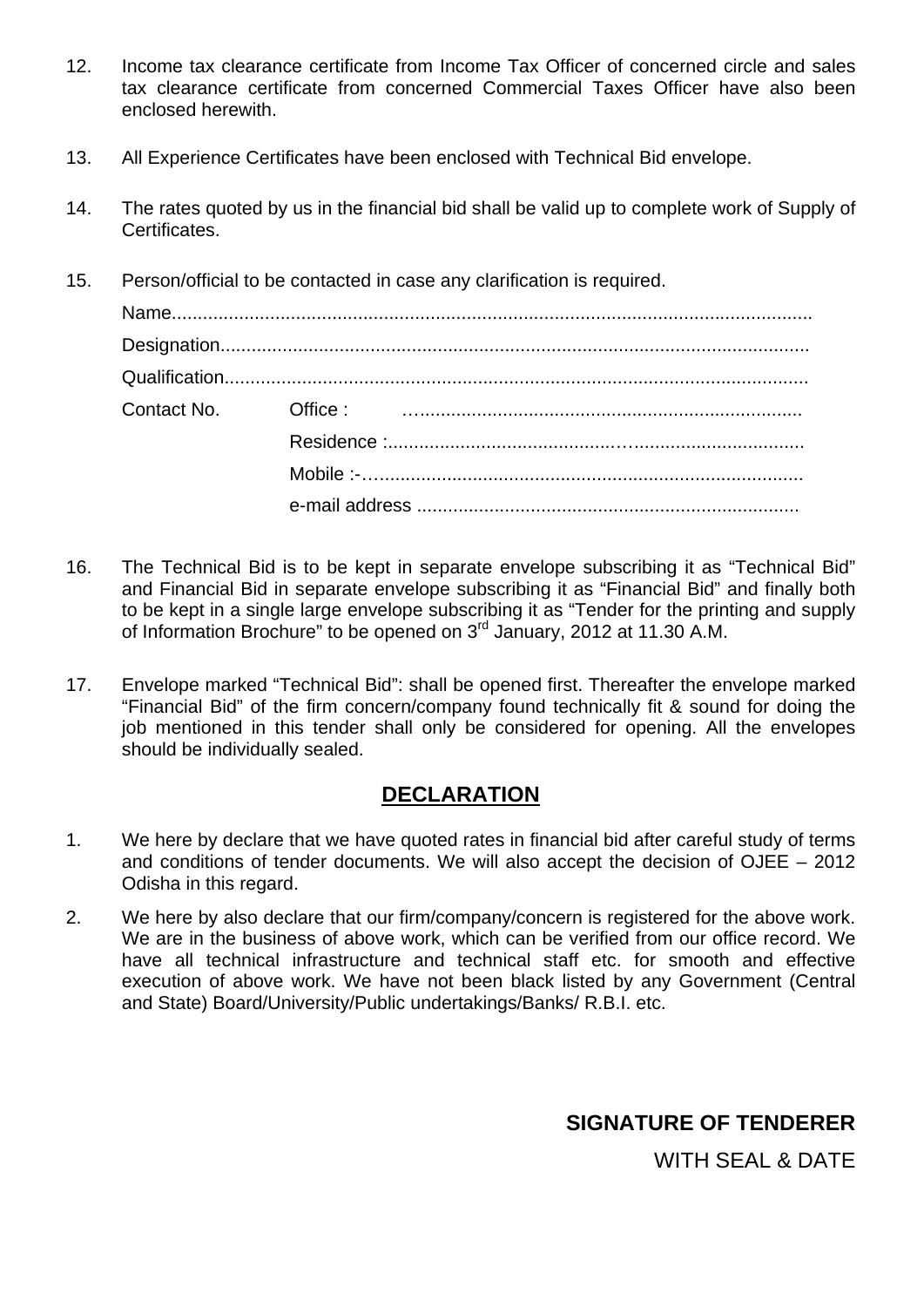12. Income tax clearance certificate from Income Tax Officer of concerned circle and sales tax clearance certificate from concerned Commercial Taxes Officer have also been enclosed herewith.

13. All Experience Certificates have been enclosed with Technical Bid envelope.

14. The rates quoted by us in the financial bid shall be valid up to complete work of Supply of Certificates.

15. Person/official to be contacted in case any clarification is required.

    Name..........................................................................................................................

    Designation.................................................................................................................

    Qualification................................................................................................................

    Contact No. Office : …..........................................................................

    Residence :..............................................…................................

    Mobile :-…..................................................................................

    e-mail address .........................................................................

16. The Technical Bid is to be kept in separate envelope subscribing it as "Technical Bid" and Financial Bid in separate envelope subscribing it as "Financial Bid" and finally both to be kept in a single large envelope subscribing it as "Tender for the printing and supply of Information Brochure" to be opened on 3rd January, 2012 at 11.30 A.M.

17. Envelope marked "Technical Bid": shall be opened first. Thereafter the envelope marked "Financial Bid" of the firm concern/company found technically fit & sound for doing the job mentioned in this tender shall only be considered for opening. All the envelopes should be individually sealed.

## DECLARATION

1. We here by declare that we have quoted rates in financial bid after careful study of terms and conditions of tender documents. We will also accept the decision of OJEE – 2012 Odisha in this regard.

2. We here by also declare that our firm/company/concern is registered for the above work. We are in the business of above work, which can be verified from our office record. We have all technical infrastructure and technical staff etc. for smooth and effective execution of above work. We have not been black listed by any Government (Central and State) Board/University/Public undertakings/Banks/ R.B.I. etc.

**SIGNATURE OF TENDERER**

WITH SEAL & DATE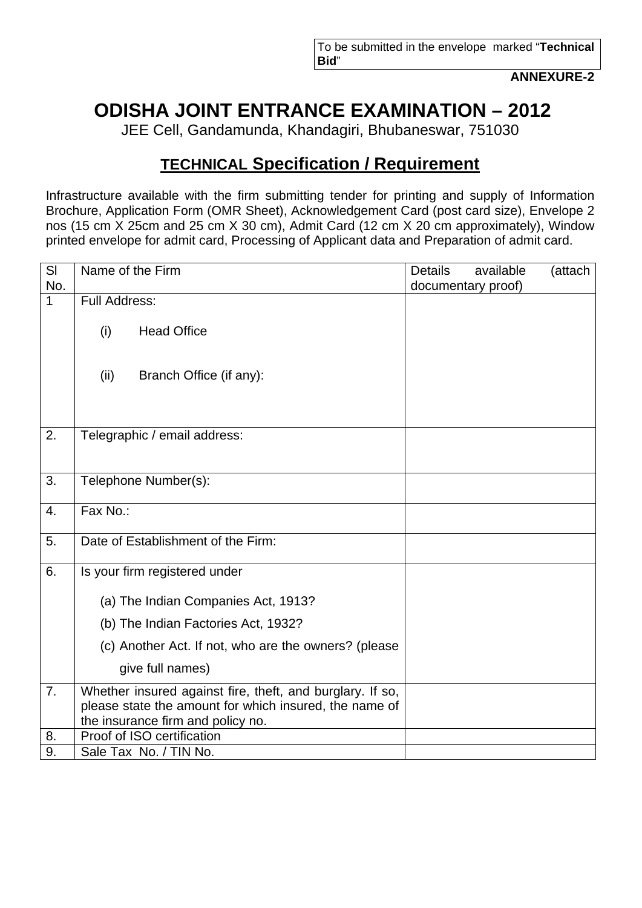To be submitted in the envelope marked "**Technical Bid**"

**ANNEXURE-2**

# ODISHA JOINT ENTRANCE EXAMINATION – 2012

JEE Cell, Gandamunda, Khandagiri, Bhubaneswar, 751030

## TECHNICAL Specification / Requirement

Infrastructure available with the firm submitting tender for printing and supply of Information Brochure, Application Form (OMR Sheet), Acknowledgement Card (post card size), Envelope 2 nos (15 cm X 25cm and 25 cm X 30 cm), Admit Card (12 cm X 20 cm approximately), Window printed envelope for admit card, Processing of Applicant data and Preparation of admit card.

| Sl No. | Name of the Firm | Details available (attach documentary proof) |
|---|---|---|
| 1 | Full Address:<br>(i) Head Office<br>(ii) Branch Office (if any): | |
| 2. | Telegraphic / email address: | |
| 3. | Telephone Number(s): | |
| 4. | Fax No.: | |
| 5. | Date of Establishment of the Firm: | |
| 6. | Is your firm registered under<br>(a) The Indian Companies Act, 1913?<br>(b) The Indian Factories Act, 1932?<br>(c) Another Act. If not, who are the owners? (please give full names) | |
| 7. | Whether insured against fire, theft, and burglary. If so, please state the amount for which insured, the name of the insurance firm and policy no. | |
| 8. | Proof of ISO certification | |
| 9. | Sale Tax No. / TIN No. | |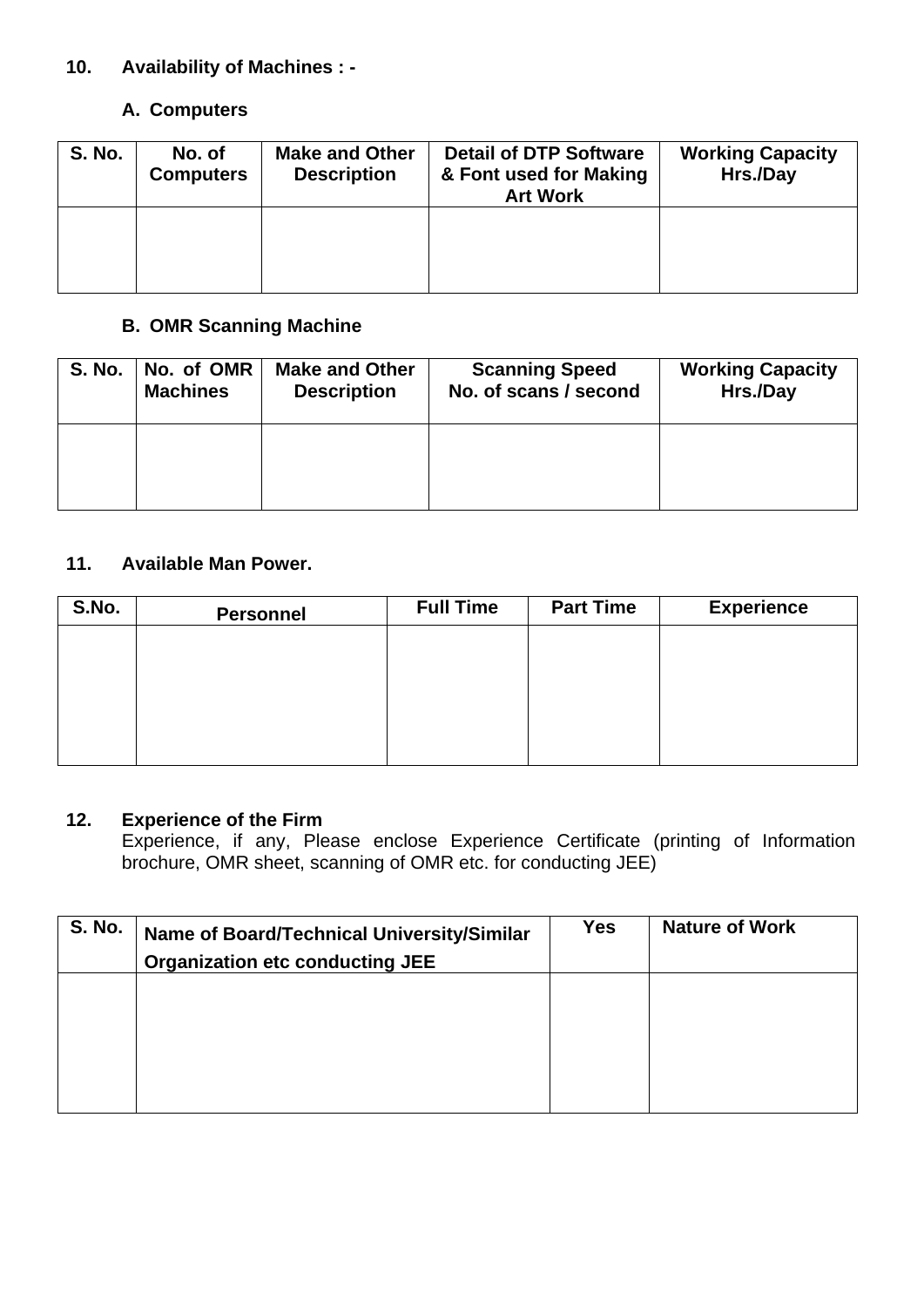**10. Availability of Machines : -**

**A. Computers**

| S. No. | No. of Computers | Make and Other Description | Detail of DTP Software & Font used for Making Art Work | Working Capacity Hrs./Day |
|---|---|---|---|---|
| | | | | |

**B. OMR Scanning Machine**

| S. No. | No. of OMR Machines | Make and Other Description | Scanning Speed No. of scans / second | Working Capacity Hrs./Day |
|---|---|---|---|---|
| | | | | |

**11. Available Man Power.**

| S.No. | Personnel | Full Time | Part Time | Experience |
|---|---|---|---|---|
| | | | | |

**12. Experience of the Firm**

Experience, if any, Please enclose Experience Certificate (printing of Information brochure, OMR sheet, scanning of OMR etc. for conducting JEE)

| S. No. | Name of Board/Technical University/Similar Organization etc conducting JEE | Yes | Nature of Work |
|---|---|---|---|
| | | | |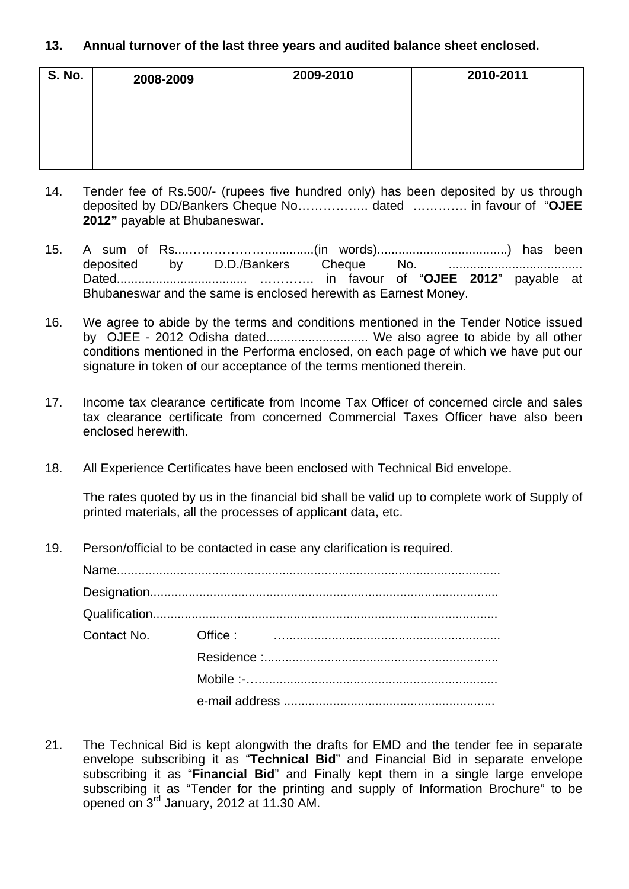**13. Annual turnover of the last three years and audited balance sheet enclosed.**

| S. No. | 2008-2009 | 2009-2010 | 2010-2011 |
|---|---|---|---|
| | | | |

14. Tender fee of Rs.500/- (rupees five hundred only) has been deposited by us through deposited by DD/Bankers Cheque No…………….. dated …………. in favour of "**OJEE 2012"** payable at Bhubaneswar.

15. A sum of Rs...…………………..............(in words).....................................) has been deposited by D.D./Bankers Cheque No. ...................................... Dated..................................... …………. in favour of "**OJEE 2012**" payable at Bhubaneswar and the same is enclosed herewith as Earnest Money.

16. We agree to abide by the terms and conditions mentioned in the Tender Notice issued by OJEE - 2012 Odisha dated............................. We also agree to abide by all other conditions mentioned in the Performa enclosed, on each page of which we have put our signature in token of our acceptance of the terms mentioned therein.

17. Income tax clearance certificate from Income Tax Officer of concerned circle and sales tax clearance certificate from concerned Commercial Taxes Officer have also been enclosed herewith.

18. All Experience Certificates have been enclosed with Technical Bid envelope.

    The rates quoted by us in the financial bid shall be valid up to complete work of Supply of printed materials, all the processes of applicant data, etc.

19. Person/official to be contacted in case any clarification is required.

    Name............................................................................................................

    Designation..................................................................................................

    Qualification.................................................................................................

    Contact No. Office : …...........................................................

    Residence :..................................................…..................

    Mobile :-…...................................................................

    e-mail address ...........................................................

21. The Technical Bid is kept alongwith the drafts for EMD and the tender fee in separate envelope subscribing it as "**Technical Bid**" and Financial Bid in separate envelope subscribing it as "**Financial Bid**" and Finally kept them in a single large envelope subscribing it as "Tender for the printing and supply of Information Brochure" to be opened on 3rd January, 2012 at 11.30 AM.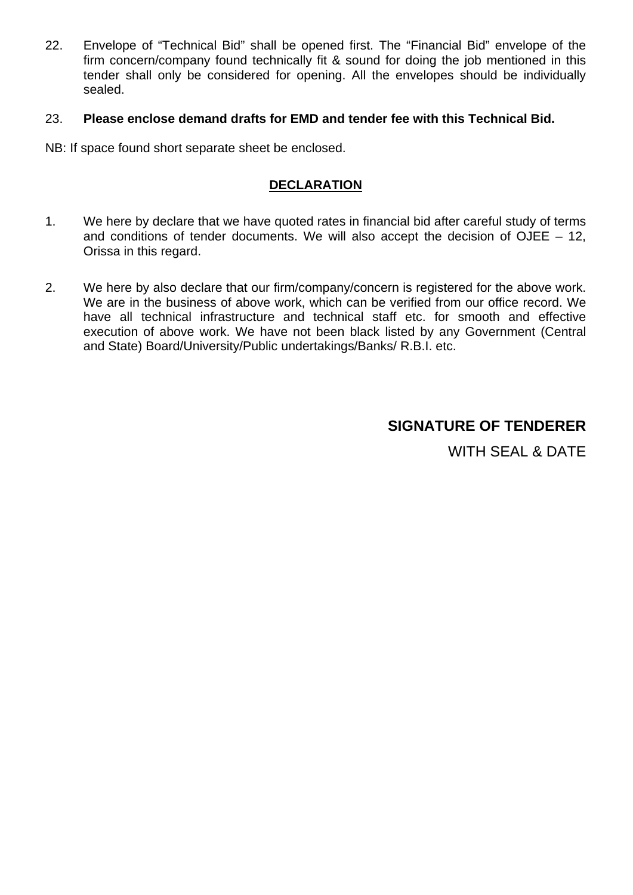22. Envelope of “Technical Bid” shall be opened first. The “Financial Bid” envelope of the firm concern/company found technically fit & sound for doing the job mentioned in this tender shall only be considered for opening. All the envelopes should be individually sealed.

23. **Please enclose demand drafts for EMD and tender fee with this Technical Bid.**

NB: If space found short separate sheet be enclosed.

## DECLARATION

1. We here by declare that we have quoted rates in financial bid after careful study of terms and conditions of tender documents. We will also accept the decision of OJEE – 12, Orissa in this regard.

2. We here by also declare that our firm/company/concern is registered for the above work. We are in the business of above work, which can be verified from our office record. We have all technical infrastructure and technical staff etc. for smooth and effective execution of above work. We have not been black listed by any Government (Central and State) Board/University/Public undertakings/Banks/ R.B.I. etc.

**SIGNATURE OF TENDERER**

WITH SEAL & DATE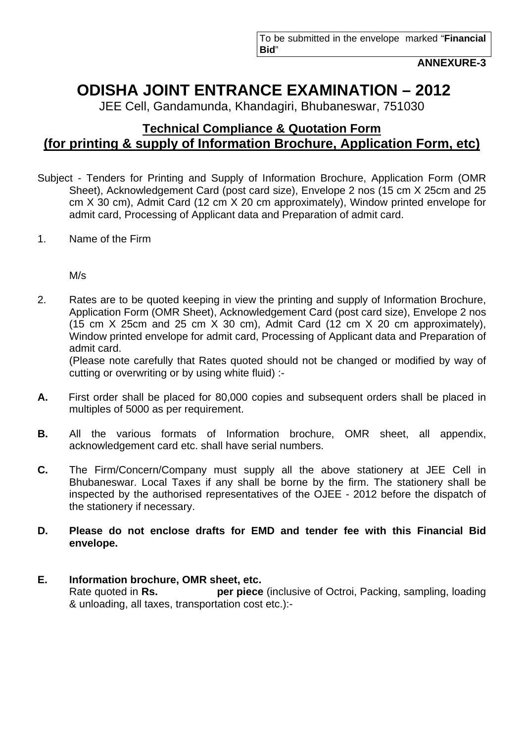To be submitted in the envelope marked "**Financial Bid**"

**ANNEXURE-3**

# ODISHA JOINT ENTRANCE EXAMINATION – 2012

JEE Cell, Gandamunda, Khandagiri, Bhubaneswar, 751030

## Technical Compliance & Quotation Form (for printing & supply of Information Brochure, Application Form, etc)

Subject - Tenders for Printing and Supply of Information Brochure, Application Form (OMR Sheet), Acknowledgement Card (post card size), Envelope 2 nos (15 cm X 25cm and 25 cm X 30 cm), Admit Card (12 cm X 20 cm approximately), Window printed envelope for admit card, Processing of Applicant data and Preparation of admit card.

1. Name of the Firm

   M/s

2. Rates are to be quoted keeping in view the printing and supply of Information Brochure, Application Form (OMR Sheet), Acknowledgement Card (post card size), Envelope 2 nos (15 cm X 25cm and 25 cm X 30 cm), Admit Card (12 cm X 20 cm approximately), Window printed envelope for admit card, Processing of Applicant data and Preparation of admit card.

   (Please note carefully that Rates quoted should not be changed or modified by way of cutting or overwriting or by using white fluid) :-

**A.** First order shall be placed for 80,000 copies and subsequent orders shall be placed in multiples of 5000 as per requirement.

**B.** All the various formats of Information brochure, OMR sheet, all appendix, acknowledgement card etc. shall have serial numbers.

**C.** The Firm/Concern/Company must supply all the above stationery at JEE Cell in Bhubaneswar. Local Taxes if any shall be borne by the firm. The stationery shall be inspected by the authorised representatives of the OJEE - 2012 before the dispatch of the stationery if necessary.

**D. Please do not enclose drafts for EMD and tender fee with this Financial Bid envelope.**

**E. Information brochure, OMR sheet, etc.**

Rate quoted in **Rs. per piece** (inclusive of Octroi, Packing, sampling, loading & unloading, all taxes, transportation cost etc.):-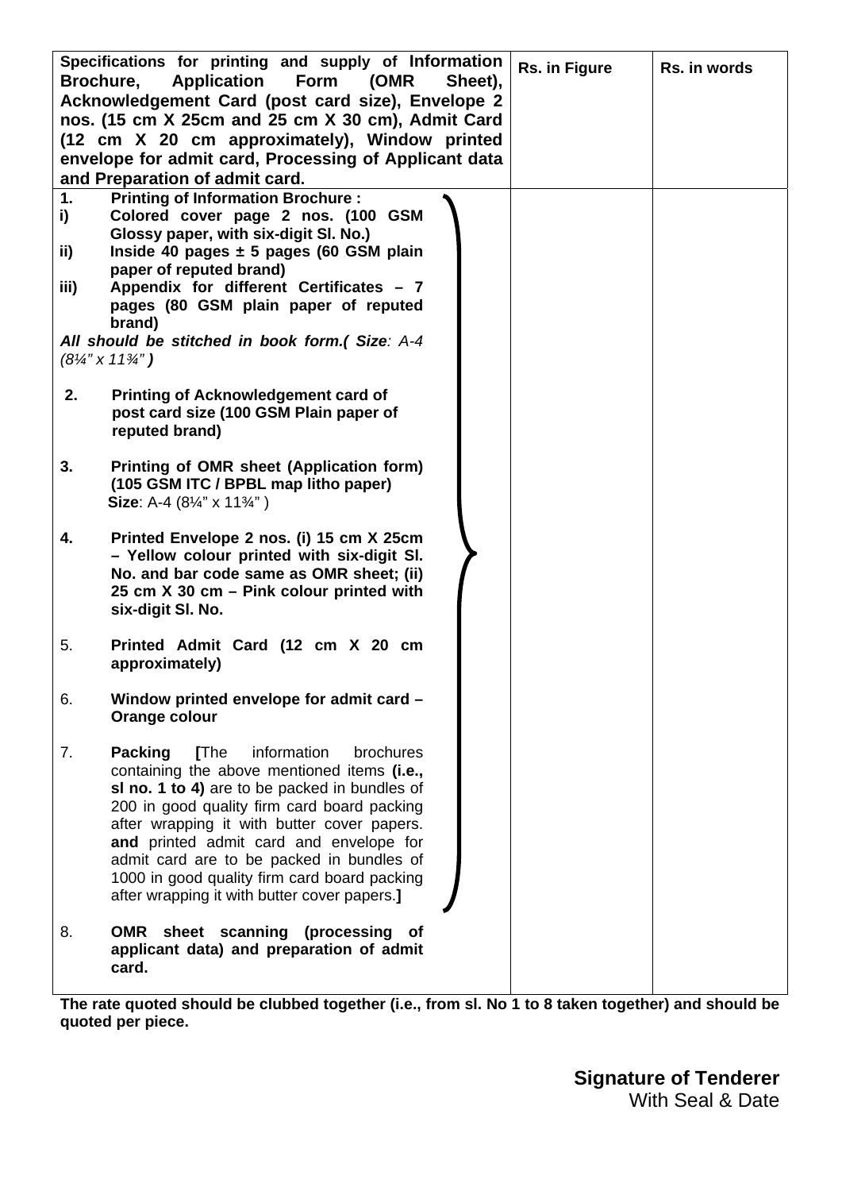| Specifications for printing and supply of Information Brochure, Application Form (OMR Sheet), Acknowledgement Card (post card size), Envelope 2 nos. (15 cm X 25cm and 25 cm X 30 cm), Admit Card (12 cm X 20 cm approximately), Window printed envelope for admit card, Processing of Applicant data and Preparation of admit card. | Rs. in Figure | Rs. in words |
|---|---|---|
| **1. Printing of Information Brochure :**<br>**i) Colored cover page 2 nos. (100 GSM Glossy paper, with six-digit Sl. No.)**<br>**ii) Inside 40 pages ± 5 pages (60 GSM plain paper of reputed brand)**<br>**iii) Appendix for different Certificates – 7 pages (80 GSM plain paper of reputed brand)**<br>***All should be stitched in book form.( Size**: A-4 (8¼" x 11¾" )*<br><br>**2. Printing of Acknowledgement card of post card size (100 GSM Plain paper of reputed brand)**<br><br>**3. Printing of OMR sheet (Application form) (105 GSM ITC / BPBL map litho paper)**<br>**Size**: A-4 (8¼" x 11¾" )<br><br>**4. Printed Envelope 2 nos. (i) 15 cm X 25cm – Yellow colour printed with six-digit Sl. No. and bar code same as OMR sheet; (ii) 25 cm X 30 cm – Pink colour printed with six-digit Sl. No.**<br><br>5. **Printed Admit Card (12 cm X 20 cm approximately)**<br><br>6. **Window printed envelope for admit card – Orange colour**<br><br>7. **Packing [**The information brochures containing the above mentioned items **(i.e., sl no. 1 to 4)** are to be packed in bundles of 200 in good quality firm card board packing after wrapping it with butter cover papers. **and** printed admit card and envelope for admit card are to be packed in bundles of 1000 in good quality firm card board packing after wrapping it with butter cover papers.**]**<br><br>8. **OMR sheet scanning (processing of applicant data) and preparation of admit card.** | | |

**The rate quoted should be clubbed together (i.e., from sl. No 1 to 8 taken together) and should be quoted per piece.**

**Signature of Tenderer**
With Seal & Date